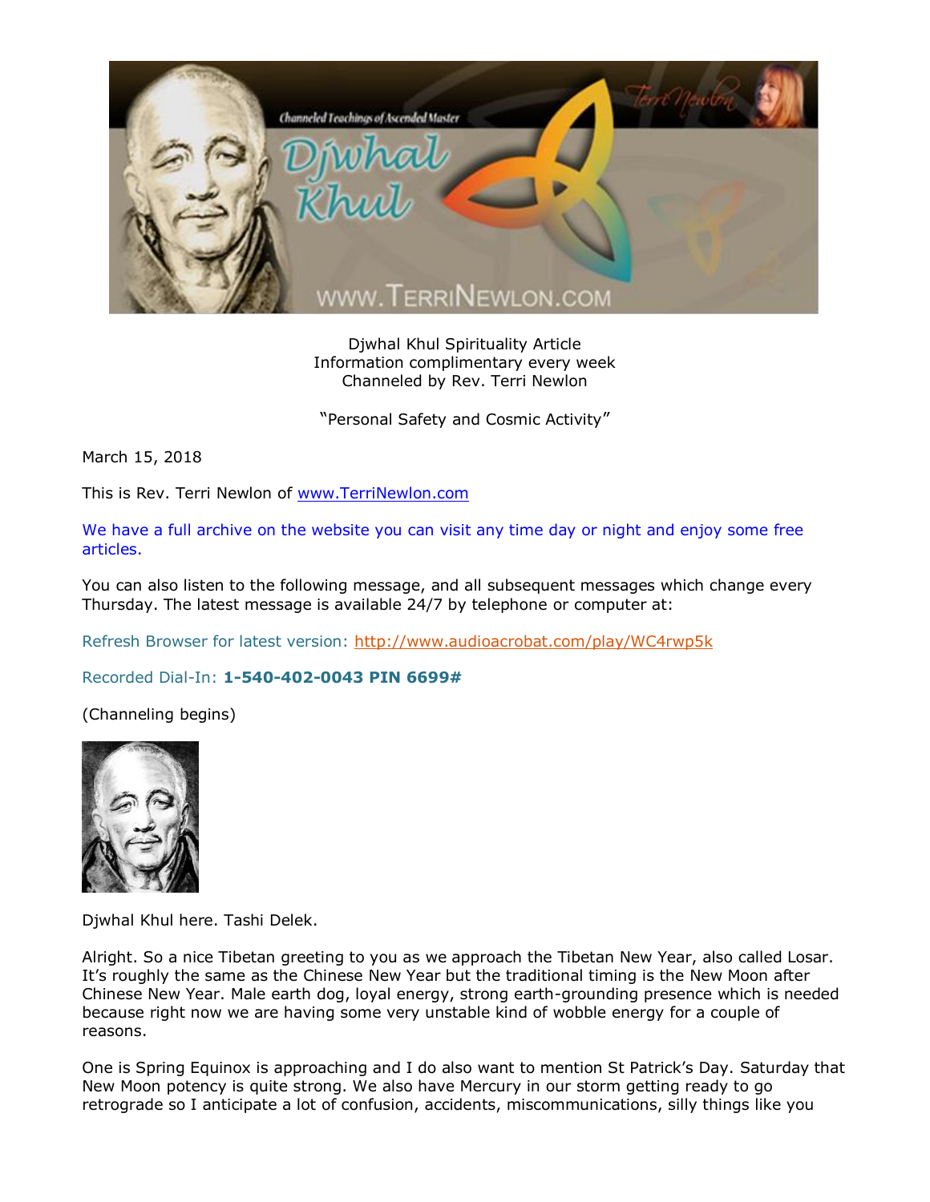Djwhal Khul Spirituality Article
Information complimentary every week
Channeled by Rev. Terri Newlon

"Personal Safety and Cosmic Activity"

March 15, 2018

This is Rev. Terri Newlon of www.TerriNewlon.com

We have a full archive on the website you can visit any time day or night and enjoy some free articles.

You can also listen to the following message, and all subsequent messages which change every Thursday. The latest message is available 24/7 by telephone or computer at:

Refresh Browser for latest version: http://www.audioacrobat.com/play/WC4rwp5k

Recorded Dial-In: **1-540-402-0043 PIN 6699#**

(Channeling begins)

Djwhal Khul here. Tashi Delek.

Alright. So a nice Tibetan greeting to you as we approach the Tibetan New Year, also called Losar. It's roughly the same as the Chinese New Year but the traditional timing is the New Moon after Chinese New Year. Male earth dog, loyal energy, strong earth-grounding presence which is needed because right now we are having some very unstable kind of wobble energy for a couple of reasons.

One is Spring Equinox is approaching and I do also want to mention St Patrick's Day. Saturday that New Moon potency is quite strong. We also have Mercury in our storm getting ready to go retrograde so I anticipate a lot of confusion, accidents, miscommunications, silly things like you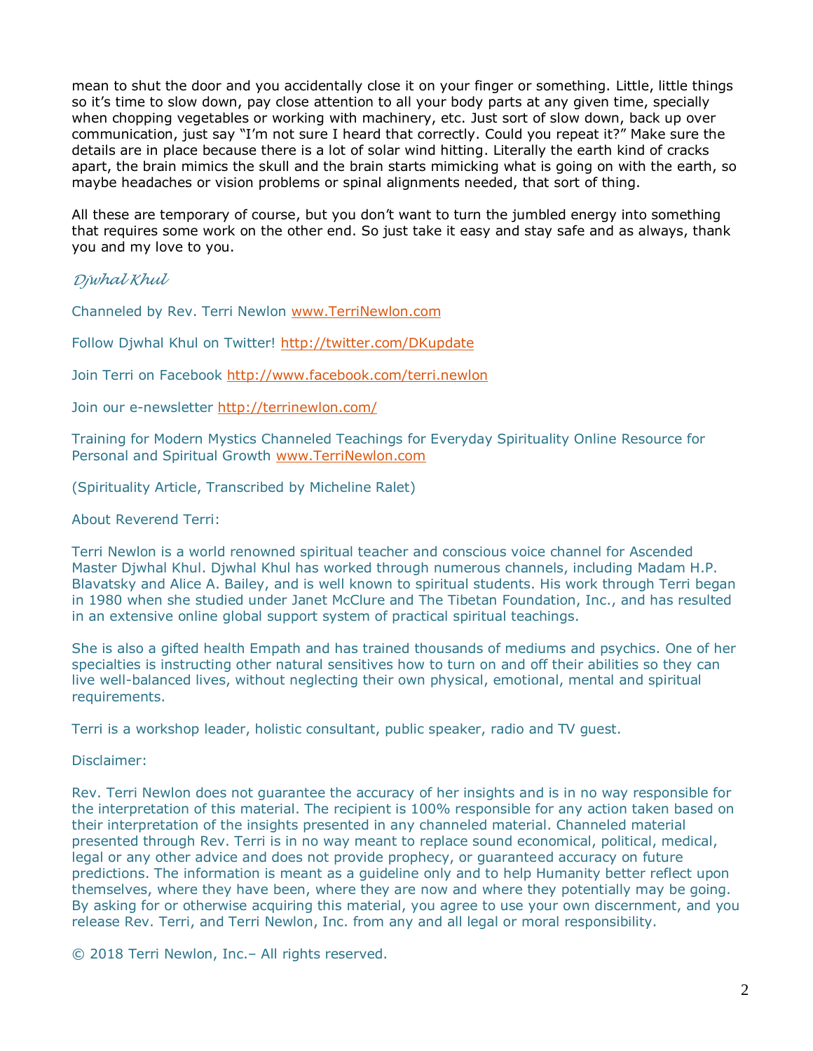mean to shut the door and you accidentally close it on your finger or something. Little, little things so it's time to slow down, pay close attention to all your body parts at any given time, specially when chopping vegetables or working with machinery, etc. Just sort of slow down, back up over communication, just say "I'm not sure I heard that correctly. Could you repeat it?" Make sure the details are in place because there is a lot of solar wind hitting. Literally the earth kind of cracks apart, the brain mimics the skull and the brain starts mimicking what is going on with the earth, so maybe headaches or vision problems or spinal alignments needed, that sort of thing.

All these are temporary of course, but you don't want to turn the jumbled energy into something that requires some work on the other end. So just take it easy and stay safe and as always, thank you and my love to you.

*Djwhal Khul*

Channeled by Rev. Terri Newlon www.TerriNewlon.com

Follow Djwhal Khul on Twitter! http://twitter.com/DKupdate

Join Terri on Facebook http://www.facebook.com/terri.newlon

Join our e-newsletter http://terrinewlon.com/

Training for Modern Mystics Channeled Teachings for Everyday Spirituality Online Resource for Personal and Spiritual Growth www.TerriNewlon.com

(Spirituality Article, Transcribed by Micheline Ralet)

About Reverend Terri:

Terri Newlon is a world renowned spiritual teacher and conscious voice channel for Ascended Master Djwhal Khul. Djwhal Khul has worked through numerous channels, including Madam H.P. Blavatsky and Alice A. Bailey, and is well known to spiritual students. His work through Terri began in 1980 when she studied under Janet McClure and The Tibetan Foundation, Inc., and has resulted in an extensive online global support system of practical spiritual teachings.

She is also a gifted health Empath and has trained thousands of mediums and psychics. One of her specialties is instructing other natural sensitives how to turn on and off their abilities so they can live well-balanced lives, without neglecting their own physical, emotional, mental and spiritual requirements.

Terri is a workshop leader, holistic consultant, public speaker, radio and TV guest.

Disclaimer:

Rev. Terri Newlon does not guarantee the accuracy of her insights and is in no way responsible for the interpretation of this material. The recipient is 100% responsible for any action taken based on their interpretation of the insights presented in any channeled material. Channeled material presented through Rev. Terri is in no way meant to replace sound economical, political, medical, legal or any other advice and does not provide prophecy, or guaranteed accuracy on future predictions. The information is meant as a guideline only and to help Humanity better reflect upon themselves, where they have been, where they are now and where they potentially may be going. By asking for or otherwise acquiring this material, you agree to use your own discernment, and you release Rev. Terri, and Terri Newlon, Inc. from any and all legal or moral responsibility.

© 2018 Terri Newlon, Inc.– All rights reserved.